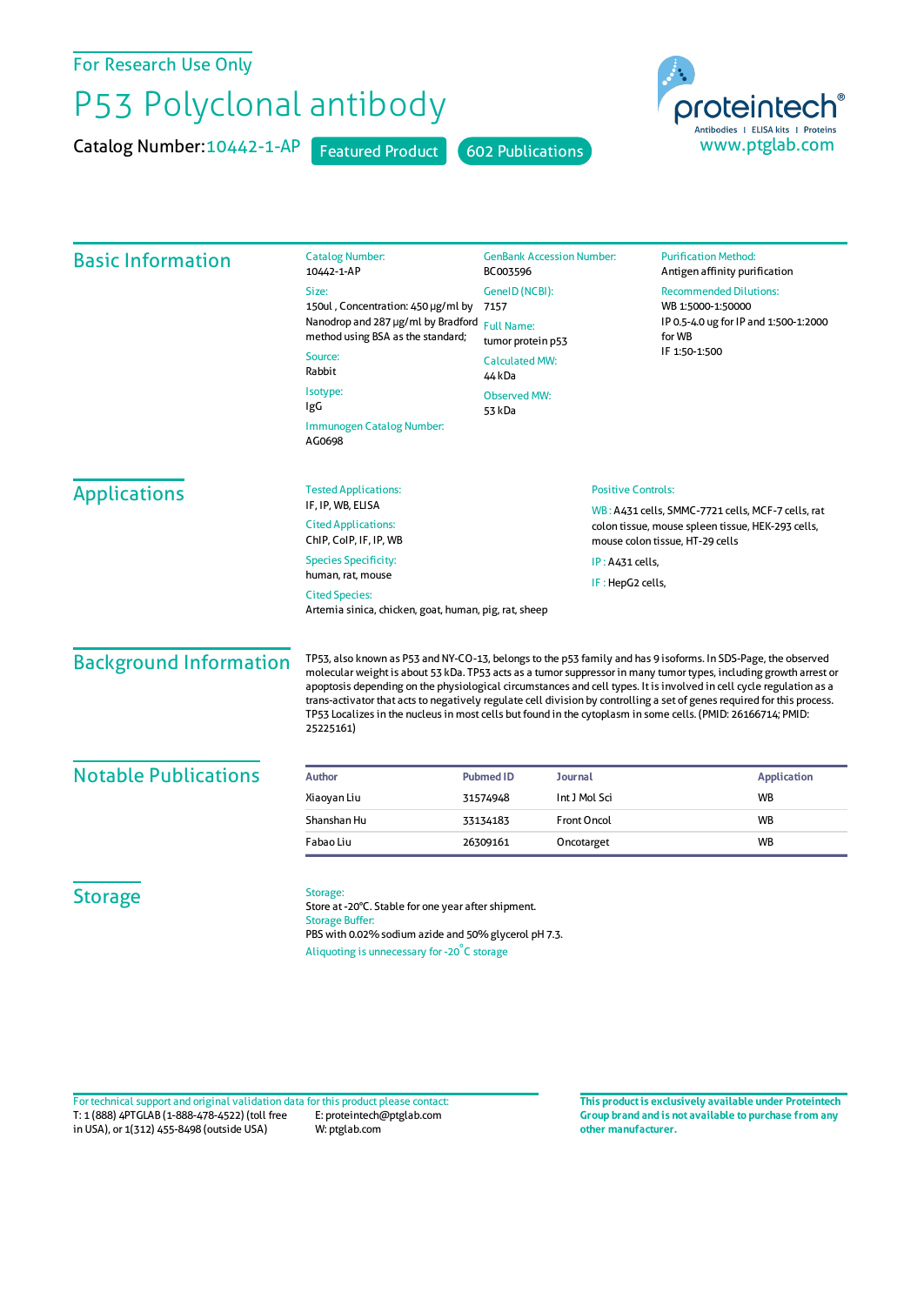For Research Use Only

# P53 Polyclonal antibody

**Catalog Number:** 10442-1-AP  Featured Product  602 Publications

proteintech® Antibodies | ELISA kits | Proteins
www.ptglab.com

## Basic Information

**Catalog Number:**
10442-1-AP

**Size:**
150ul , Concentration: 450 μg/ml by Nanodrop and 287 μg/ml by Bradford method using BSA as the standard;

**Source:**
Rabbit

**Isotype:**
IgG

**Immunogen Catalog Number:**
AG0698

**GenBank Accession Number:**
BC003596

**GeneID (NCBI):**
7157

**Full Name:**
tumor protein p53

**Calculated MW:**
44 kDa

**Observed MW:**
53 kDa

**Purification Method:**
Antigen affinity purification

**Recommended Dilutions:**
WB 1:5000-1:50000
IP 0.5-4.0 ug for IP and 1:500-1:2000 for WB
IF 1:50-1:500

## Applications

**Tested Applications:**
IF, IP, WB, ELISA

**Cited Applications:**
ChIP, CoIP, IF, IP, WB

**Species Specificity:**
human, rat, mouse

**Cited Species:**
Artemia sinica, chicken, goat, human, pig, rat, sheep

**Positive Controls:**

WB : A431 cells, SMMC-7721 cells, MCF-7 cells, rat colon tissue, mouse spleen tissue, HEK-293 cells, mouse colon tissue, HT-29 cells

IP : A431 cells,

IF : HepG2 cells,

## Background Information

TP53, also known as P53 and NY-CO-13, belongs to the p53 family and has 9 isoforms. In SDS-Page, the observed molecular weight is about 53 kDa. TP53 acts as a tumor suppressor in many tumor types, including growth arrest or apoptosis depending on the physiological circumstances and cell types. It is involved in cell cycle regulation as a trans-activator that acts to negatively regulate cell division by controlling a set of genes required for this process. TP53 Localizes in the nucleus in most cells but found in the cytoplasm in some cells. (PMID: 26166714; PMID: 25225161)

## Notable Publications

| Author | Pubmed ID | Journal | Application |
|---|---|---|---|
| Xiaoyan Liu | 31574948 | Int J Mol Sci | WB |
| Shanshan Hu | 33134183 | Front Oncol | WB |
| Fabao Liu | 26309161 | Oncotarget | WB |

## Storage

**Storage:**
Store at -20°C. Stable for one year after shipment.

**Storage Buffer:**
PBS with 0.02% sodium azide and 50% glycerol pH 7.3.

Aliquoting is unnecessary for -20°C storage

For technical support and original validation data for this product please contact:
T: 1 (888) 4PTGLAB (1-888-478-4522) (toll free in USA), or 1(312) 455-8498 (outside USA)
E: proteintech@ptglab.com
W: ptglab.com

**This product is exclusively available under Proteintech Group brand and is not available to purchase from any other manufacturer.**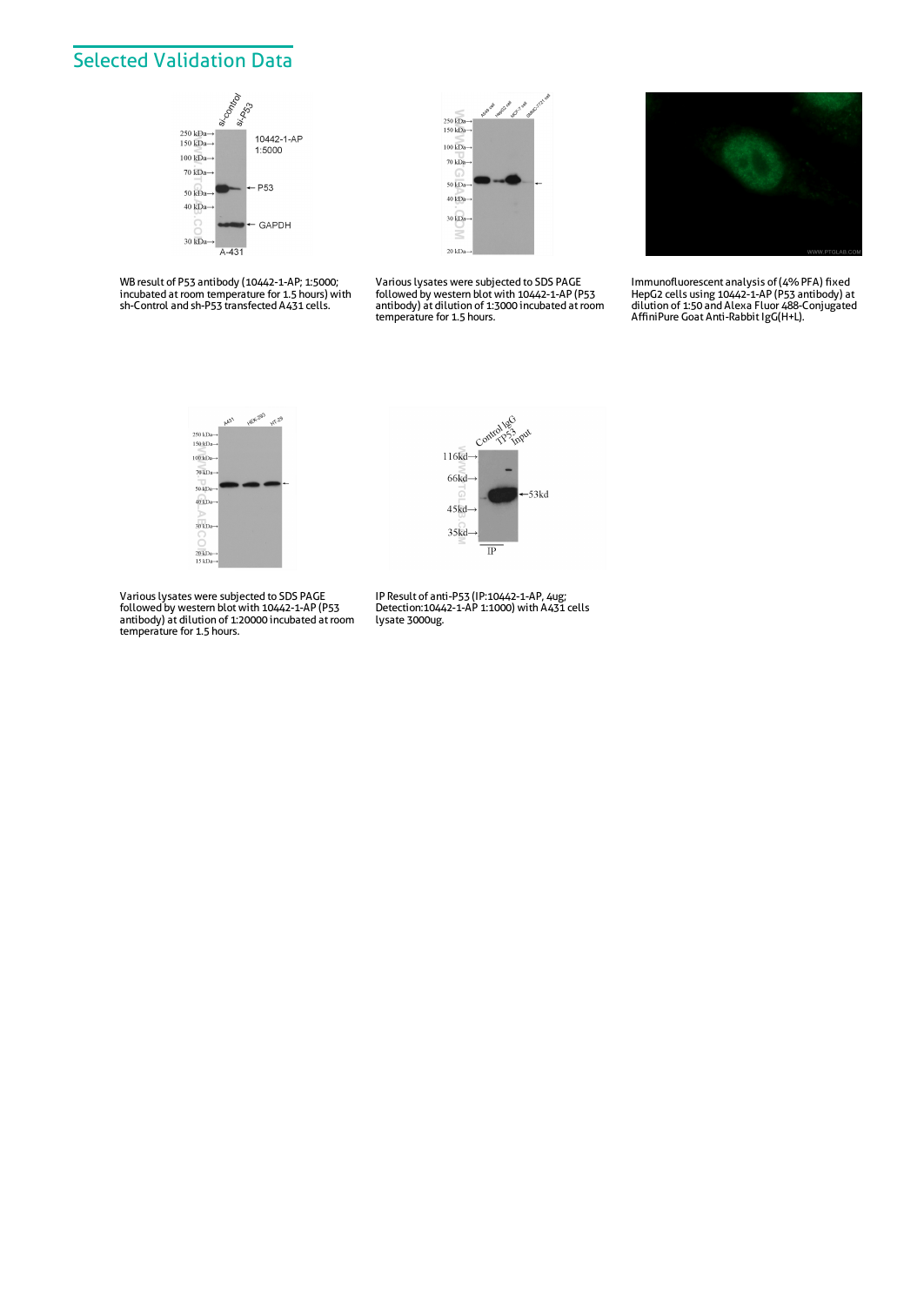## Selected Validation Data

250 kDa→
150 kDa→
100 kDa→
70 kDa→
50 kDa→
40 kDa→
30 kDa→
si-control
si-P53
10442-1-AP
1:5000
← P53
← GAPDH
A-431

WB result of P53 antibody (10442-1-AP; 1:5000; incubated at room temperature for 1.5 hours) with sh-Control and sh-P53 transfected A431 cells.

Various lysates were subjected to SDS PAGE followed by western blot with 10442-1-AP (P53 antibody) at dilution of 1:3000 incubated at room temperature for 1.5 hours.

Immunofluorescent analysis of (4% PFA) fixed HepG2 cells using 10442-1-AP (P53 antibody) at dilution of 1:50 and Alexa Fluor 488-Conjugated AffiniPure Goat Anti-Rabbit IgG(H+L).

Various lysates were subjected to SDS PAGE followed by western blot with 10442-1-AP (P53 antibody) at dilution of 1:20000 incubated at room temperature for 1.5 hours.

Control IgG
TP53
Input
116kd→
66kd→
45kd→
35kd→
←53kd
IP

IP Result of anti-P53 (IP:10442-1-AP, 4ug; Detection:10442-1-AP 1:1000) with A431 cells lysate 3000ug.